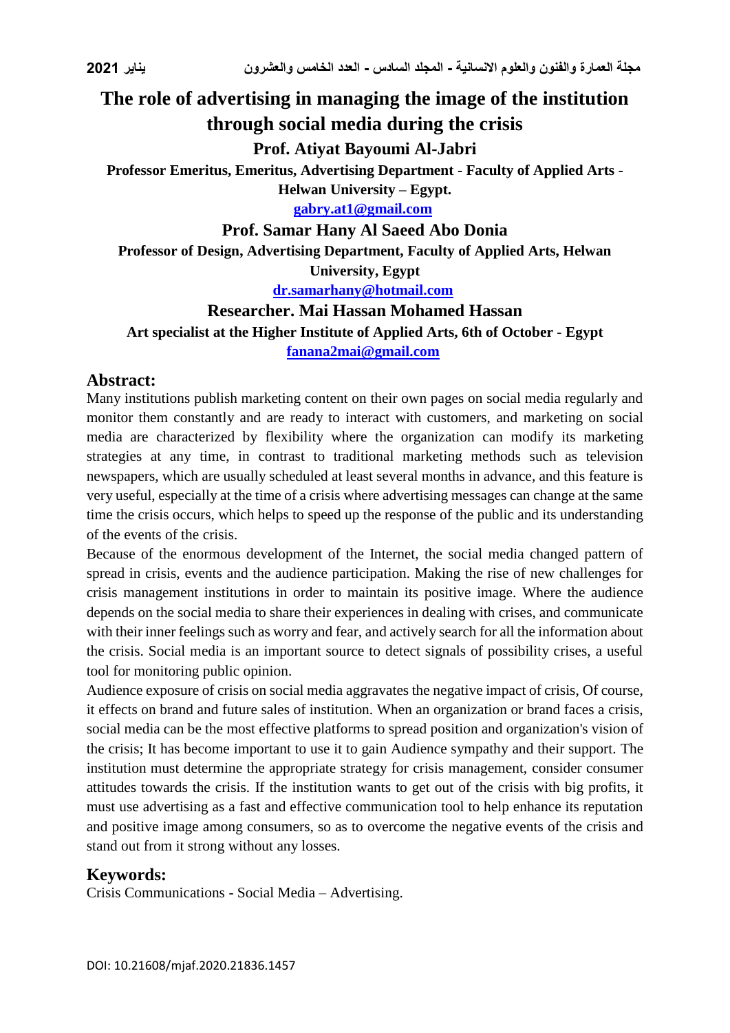# The role of advertising in managing the image of the institution through social media during the crisis

**Prof. Atiyat Bayoumi Al-Jabri**

**Professor Emeritus, Emeritus, Advertising Department - Faculty of Applied Arts - Helwan University – Egypt.**

**gabry.at1@gmail.com**

**Prof. Samar Hany Al Saeed Abo Donia**

**Professor of Design, Advertising Department, Faculty of Applied Arts, Helwan University, Egypt**

**dr.samarhany@hotmail.com**

**Researcher. Mai Hassan Mohamed Hassan**

**Art specialist at the Higher Institute of Applied Arts, 6th of October - Egypt**

**fanana2mai@gmail.com**

## Abstract:

Many institutions publish marketing content on their own pages on social media regularly and monitor them constantly and are ready to interact with customers, and marketing on social media are characterized by flexibility where the organization can modify its marketing strategies at any time, in contrast to traditional marketing methods such as television newspapers, which are usually scheduled at least several months in advance, and this feature is very useful, especially at the time of a crisis where advertising messages can change at the same time the crisis occurs, which helps to speed up the response of the public and its understanding of the events of the crisis.

Because of the enormous development of the Internet, the social media changed pattern of spread in crisis, events and the audience participation. Making the rise of new challenges for crisis management institutions in order to maintain its positive image. Where the audience depends on the social media to share their experiences in dealing with crises, and communicate with their inner feelings such as worry and fear, and actively search for all the information about the crisis. Social media is an important source to detect signals of possibility crises, a useful tool for monitoring public opinion.

Audience exposure of crisis on social media aggravates the negative impact of crisis, Of course, it effects on brand and future sales of institution. When an organization or brand faces a crisis, social media can be the most effective platforms to spread position and organization's vision of the crisis; It has become important to use it to gain Audience sympathy and their support. The institution must determine the appropriate strategy for crisis management, consider consumer attitudes towards the crisis. If the institution wants to get out of the crisis with big profits, it must use advertising as a fast and effective communication tool to help enhance its reputation and positive image among consumers, so as to overcome the negative events of the crisis and stand out from it strong without any losses.

## Keywords:

Crisis Communications - Social Media – Advertising.

DOI: 10.21608/mjaf.2020.21836.1457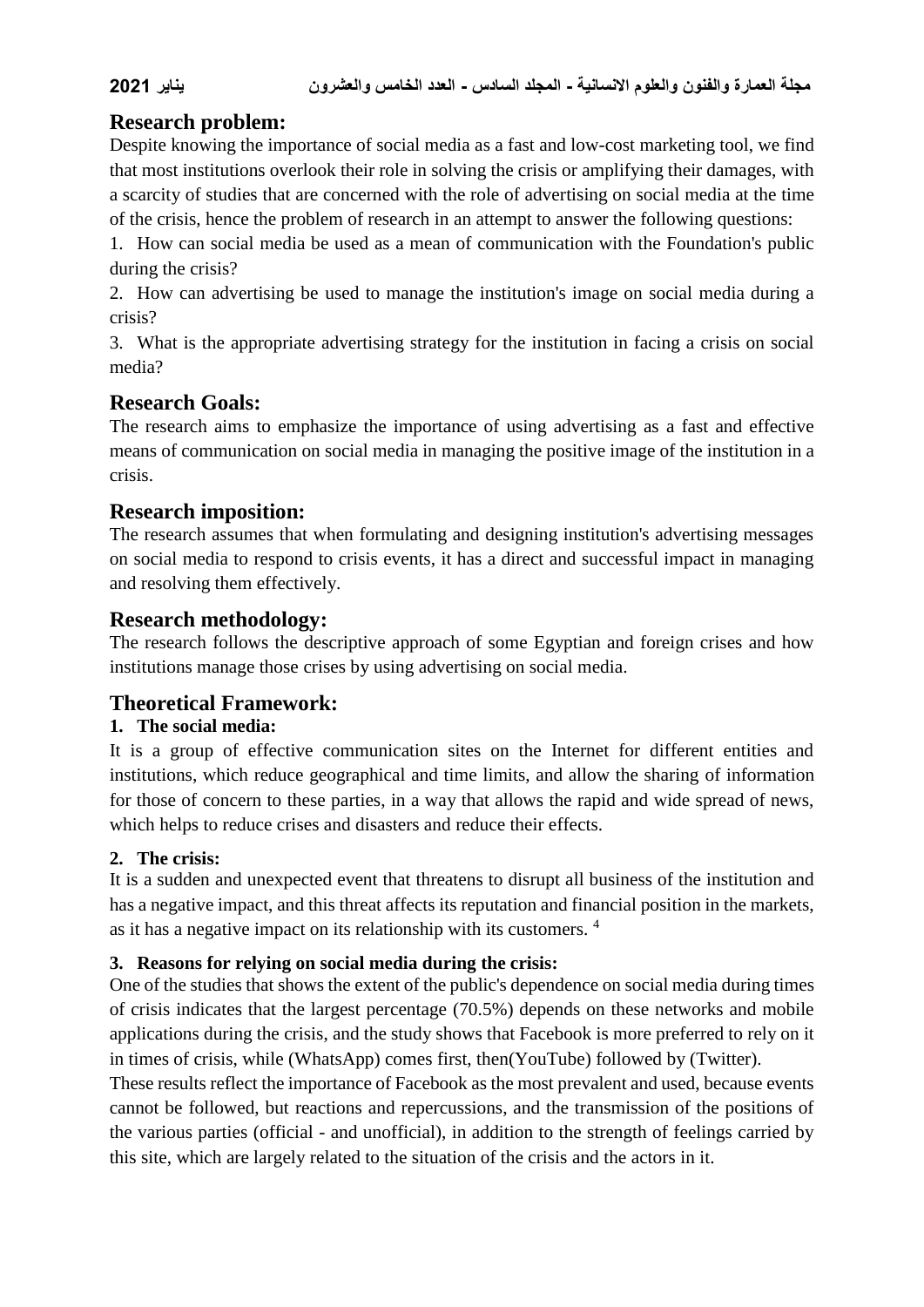## Research problem:

Despite knowing the importance of social media as a fast and low-cost marketing tool, we find that most institutions overlook their role in solving the crisis or amplifying their damages, with a scarcity of studies that are concerned with the role of advertising on social media at the time of the crisis, hence the problem of research in an attempt to answer the following questions:

1. How can social media be used as a mean of communication with the Foundation's public during the crisis?
2. How can advertising be used to manage the institution's image on social media during a crisis?
3. What is the appropriate advertising strategy for the institution in facing a crisis on social media?

## Research Goals:

The research aims to emphasize the importance of using advertising as a fast and effective means of communication on social media in managing the positive image of the institution in a crisis.

## Research imposition:

The research assumes that when formulating and designing institution's advertising messages on social media to respond to crisis events, it has a direct and successful impact in managing and resolving them effectively.

## Research methodology:

The research follows the descriptive approach of some Egyptian and foreign crises and how institutions manage those crises by using advertising on social media.

## Theoretical Framework:

### 1. The social media:

It is a group of effective communication sites on the Internet for different entities and institutions, which reduce geographical and time limits, and allow the sharing of information for those of concern to these parties, in a way that allows the rapid and wide spread of news, which helps to reduce crises and disasters and reduce their effects.

### 2. The crisis:

It is a sudden and unexpected event that threatens to disrupt all business of the institution and has a negative impact, and this threat affects its reputation and financial position in the markets, as it has a negative impact on its relationship with its customers. [4]

### 3. Reasons for relying on social media during the crisis:

One of the studies that shows the extent of the public's dependence on social media during times of crisis indicates that the largest percentage (70.5%) depends on these networks and mobile applications during the crisis, and the study shows that Facebook is more preferred to rely on it in times of crisis, while (WhatsApp) comes first, then(YouTube) followed by (Twitter).

These results reflect the importance of Facebook as the most prevalent and used, because events cannot be followed, but reactions and repercussions, and the transmission of the positions of the various parties (official - and unofficial), in addition to the strength of feelings carried by this site, which are largely related to the situation of the crisis and the actors in it.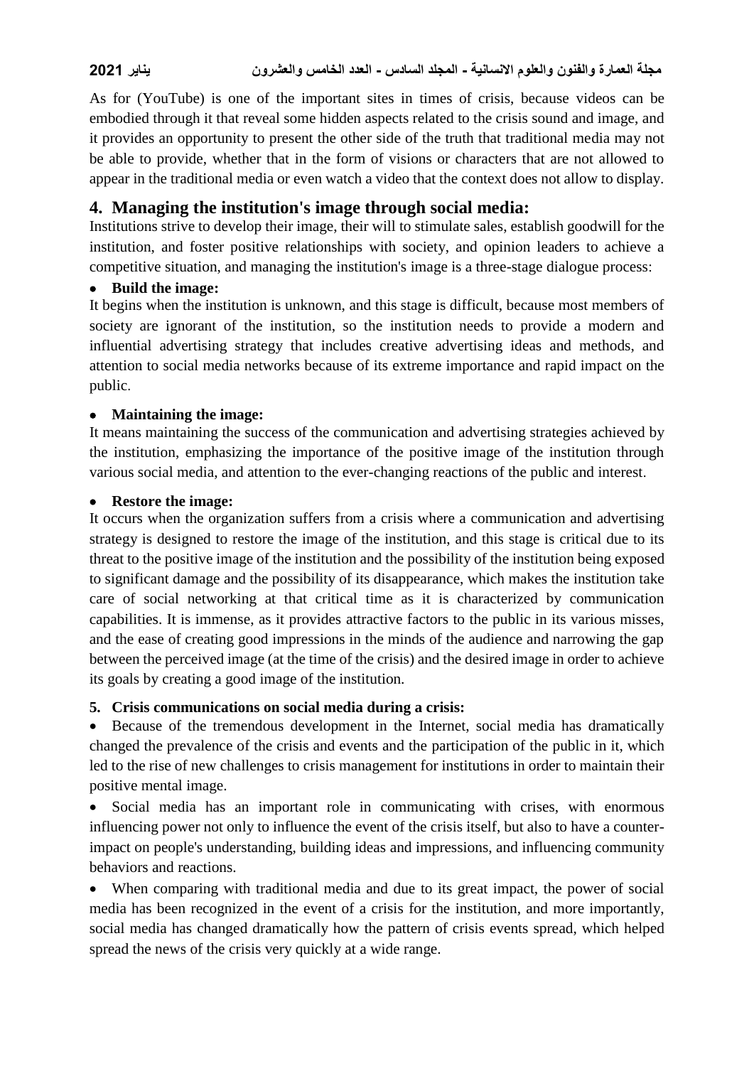As for (YouTube) is one of the important sites in times of crisis, because videos can be embodied through it that reveal some hidden aspects related to the crisis sound and image, and it provides an opportunity to present the other side of the truth that traditional media may not be able to provide, whether that in the form of visions or characters that are not allowed to appear in the traditional media or even watch a video that the context does not allow to display.

## 4. Managing the institution's image through social media:

Institutions strive to develop their image, their will to stimulate sales, establish goodwill for the institution, and foster positive relationships with society, and opinion leaders to achieve a competitive situation, and managing the institution's image is a three-stage dialogue process:

- **Build the image:**

It begins when the institution is unknown, and this stage is difficult, because most members of society are ignorant of the institution, so the institution needs to provide a modern and influential advertising strategy that includes creative advertising ideas and methods, and attention to social media networks because of its extreme importance and rapid impact on the public.

- **Maintaining the image:**

It means maintaining the success of the communication and advertising strategies achieved by the institution, emphasizing the importance of the positive image of the institution through various social media, and attention to the ever-changing reactions of the public and interest.

- **Restore the image:**

It occurs when the organization suffers from a crisis where a communication and advertising strategy is designed to restore the image of the institution, and this stage is critical due to its threat to the positive image of the institution and the possibility of the institution being exposed to significant damage and the possibility of its disappearance, which makes the institution take care of social networking at that critical time as it is characterized by communication capabilities. It is immense, as it provides attractive factors to the public in its various misses, and the ease of creating good impressions in the minds of the audience and narrowing the gap between the perceived image (at the time of the crisis) and the desired image in order to achieve its goals by creating a good image of the institution.

### 5. Crisis communications on social media during a crisis:

- Because of the tremendous development in the Internet, social media has dramatically changed the prevalence of the crisis and events and the participation of the public in it, which led to the rise of new challenges to crisis management for institutions in order to maintain their positive mental image.
- Social media has an important role in communicating with crises, with enormous influencing power not only to influence the event of the crisis itself, but also to have a counter-impact on people's understanding, building ideas and impressions, and influencing community behaviors and reactions.
- When comparing with traditional media and due to its great impact, the power of social media has been recognized in the event of a crisis for the institution, and more importantly, social media has changed dramatically how the pattern of crisis events spread, which helped spread the news of the crisis very quickly at a wide range.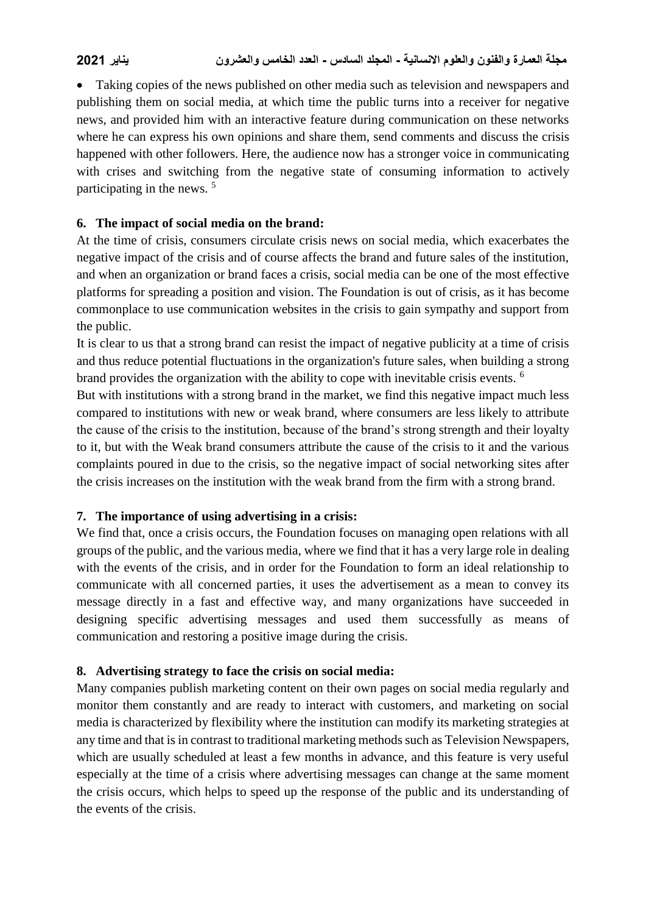- Taking copies of the news published on other media such as television and newspapers and publishing them on social media, at which time the public turns into a receiver for negative news, and provided him with an interactive feature during communication on these networks where he can express his own opinions and share them, send comments and discuss the crisis happened with other followers. Here, the audience now has a stronger voice in communicating with crises and switching from the negative state of consuming information to actively participating in the news. [5]

## 6. The impact of social media on the brand:

At the time of crisis, consumers circulate crisis news on social media, which exacerbates the negative impact of the crisis and of course affects the brand and future sales of the institution, and when an organization or brand faces a crisis, social media can be one of the most effective platforms for spreading a position and vision. The Foundation is out of crisis, as it has become commonplace to use communication websites in the crisis to gain sympathy and support from the public.

It is clear to us that a strong brand can resist the impact of negative publicity at a time of crisis and thus reduce potential fluctuations in the organization's future sales, when building a strong brand provides the organization with the ability to cope with inevitable crisis events. [6]

But with institutions with a strong brand in the market, we find this negative impact much less compared to institutions with new or weak brand, where consumers are less likely to attribute the cause of the crisis to the institution, because of the brand's strong strength and their loyalty to it, but with the Weak brand consumers attribute the cause of the crisis to it and the various complaints poured in due to the crisis, so the negative impact of social networking sites after the crisis increases on the institution with the weak brand from the firm with a strong brand.

## 7. The importance of using advertising in a crisis:

We find that, once a crisis occurs, the Foundation focuses on managing open relations with all groups of the public, and the various media, where we find that it has a very large role in dealing with the events of the crisis, and in order for the Foundation to form an ideal relationship to communicate with all concerned parties, it uses the advertisement as a mean to convey its message directly in a fast and effective way, and many organizations have succeeded in designing specific advertising messages and used them successfully as means of communication and restoring a positive image during the crisis.

## 8. Advertising strategy to face the crisis on social media:

Many companies publish marketing content on their own pages on social media regularly and monitor them constantly and are ready to interact with customers, and marketing on social media is characterized by flexibility where the institution can modify its marketing strategies at any time and that is in contrast to traditional marketing methods such as Television Newspapers, which are usually scheduled at least a few months in advance, and this feature is very useful especially at the time of a crisis where advertising messages can change at the same moment the crisis occurs, which helps to speed up the response of the public and its understanding of the events of the crisis.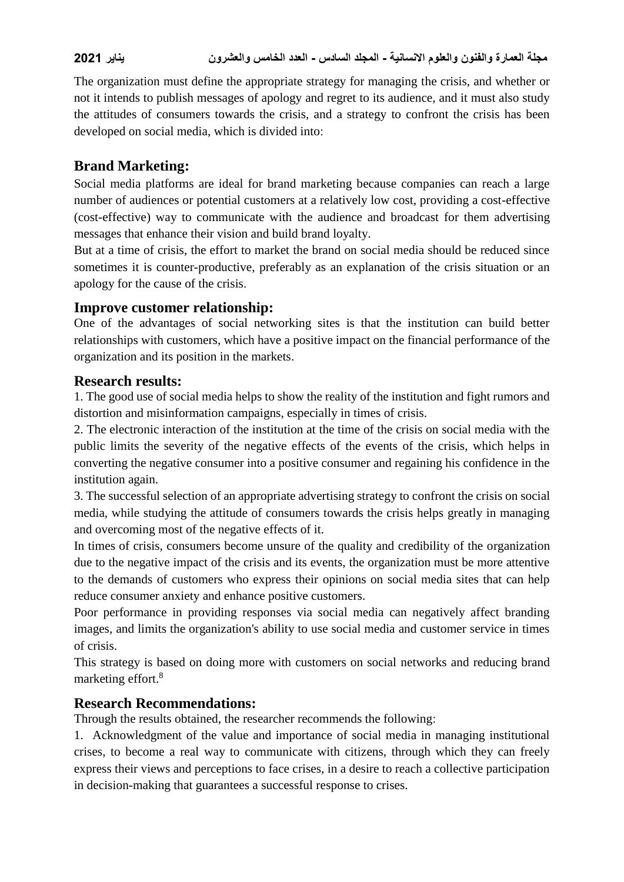The organization must define the appropriate strategy for managing the crisis, and whether or not it intends to publish messages of apology and regret to its audience, and it must also study the attitudes of consumers towards the crisis, and a strategy to confront the crisis has been developed on social media, which is divided into:

## Brand Marketing:

Social media platforms are ideal for brand marketing because companies can reach a large number of audiences or potential customers at a relatively low cost, providing a cost-effective (cost-effective) way to communicate with the audience and broadcast for them advertising messages that enhance their vision and build brand loyalty.

But at a time of crisis, the effort to market the brand on social media should be reduced since sometimes it is counter-productive, preferably as an explanation of the crisis situation or an apology for the cause of the crisis.

### Improve customer relationship:

One of the advantages of social networking sites is that the institution can build better relationships with customers, which have a positive impact on the financial performance of the organization and its position in the markets.

### Research results:

1. The good use of social media helps to show the reality of the institution and fight rumors and distortion and misinformation campaigns, especially in times of crisis.
2. The electronic interaction of the institution at the time of the crisis on social media with the public limits the severity of the negative effects of the events of the crisis, which helps in converting the negative consumer into a positive consumer and regaining his confidence in the institution again.
3. The successful selection of an appropriate advertising strategy to confront the crisis on social media, while studying the attitude of consumers towards the crisis helps greatly in managing and overcoming most of the negative effects of it.

In times of crisis, consumers become unsure of the quality and credibility of the organization due to the negative impact of the crisis and its events, the organization must be more attentive to the demands of customers who express their opinions on social media sites that can help reduce consumer anxiety and enhance positive customers.

Poor performance in providing responses via social media can negatively affect branding images, and limits the organization's ability to use social media and customer service in times of crisis.

This strategy is based on doing more with customers on social networks and reducing brand marketing effort.[8]

## Research Recommendations:

Through the results obtained, the researcher recommends the following:

1. Acknowledgment of the value and importance of social media in managing institutional crises, to become a real way to communicate with citizens, through which they can freely express their views and perceptions to face crises, in a desire to reach a collective participation in decision-making that guarantees a successful response to crises.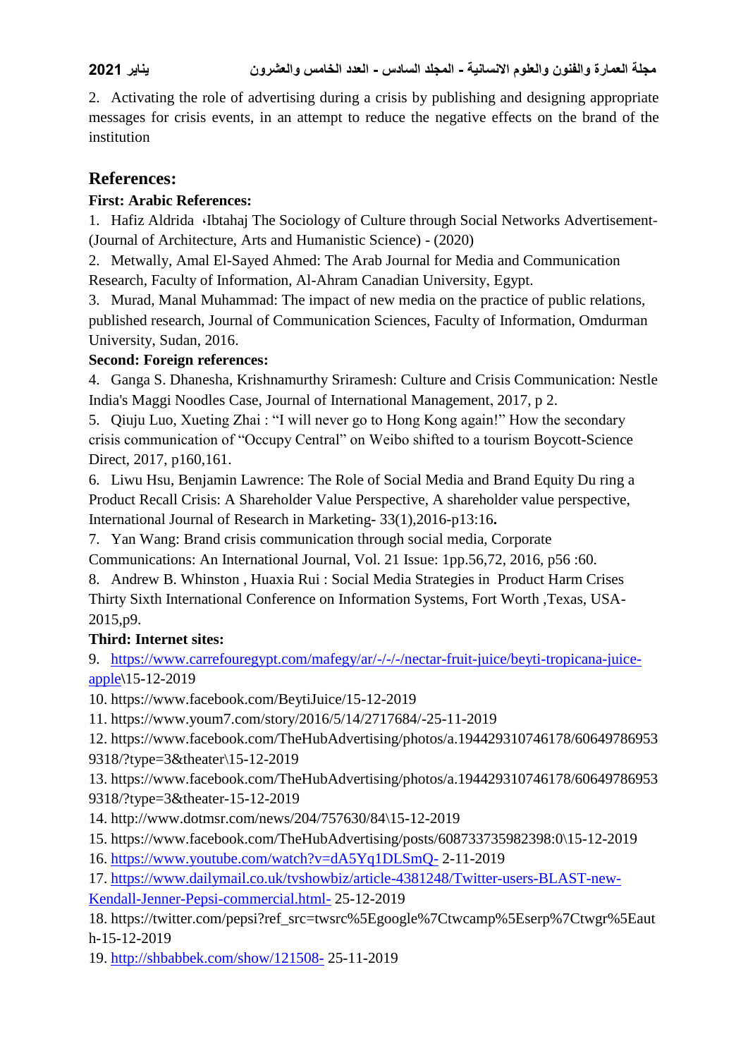2. Activating the role of advertising during a crisis by publishing and designing appropriate messages for crisis events, in an attempt to reduce the negative effects on the brand of the institution

## References:

**First: Arabic References:**

1. Hafiz Aldrida ،Ibtahaj The Sociology of Culture through Social Networks Advertisement- (Journal of Architecture, Arts and Humanistic Science) - (2020)
2. Metwally, Amal El-Sayed Ahmed: The Arab Journal for Media and Communication Research, Faculty of Information, Al-Ahram Canadian University, Egypt.
3. Murad, Manal Muhammad: The impact of new media on the practice of public relations, published research, Journal of Communication Sciences, Faculty of Information, Omdurman University, Sudan, 2016.

**Second: Foreign references:**

4. Ganga S. Dhanesha, Krishnamurthy Sriramesh: Culture and Crisis Communication: Nestle India's Maggi Noodles Case, Journal of International Management, 2017, p 2.
5. Qiuju Luo, Xueting Zhai : "I will never go to Hong Kong again!" How the secondary crisis communication of "Occupy Central" on Weibo shifted to a tourism Boycott-Science Direct, 2017, p160,161.
6. Liwu Hsu, Benjamin Lawrence: The Role of Social Media and Brand Equity Du ring a Product Recall Crisis: A Shareholder Value Perspective, A shareholder value perspective, International Journal of Research in Marketing- 33(1),2016-p13:16**.**
7. Yan Wang: Brand crisis communication through social media, Corporate Communications: An International Journal, Vol. 21 Issue: 1pp.56,72, 2016, p56 :60.
8. Andrew B. Whinston , Huaxia Rui : Social Media Strategies in Product Harm Crises Thirty Sixth International Conference on Information Systems, Fort Worth ,Texas, USA-2015,p9.

**Third: Internet sites:**

9. https://www.carrefouregypt.com/mafegy/ar/-/-/-/nectar-fruit-juice/beyti-tropicana-juice-apple\15-12-2019
10. https://www.facebook.com/BeytiJuice/15-12-2019
11. https://www.youm7.com/story/2016/5/14/2717684/-25-11-2019
12. https://www.facebook.com/TheHubAdvertising/photos/a.194429310746178/606497869539318/?type=3&theater\15-12-2019
13. https://www.facebook.com/TheHubAdvertising/photos/a.194429310746178/606497869539318/?type=3&theater-15-12-2019
14. http://www.dotmsr.com/news/204/757630/84\15-12-2019
15. https://www.facebook.com/TheHubAdvertising/posts/608733735982398:0\15-12-2019
16. https://www.youtube.com/watch?v=dA5Yq1DLSmQ- 2-11-2019
17. https://www.dailymail.co.uk/tvshowbiz/article-4381248/Twitter-users-BLAST-new-Kendall-Jenner-Pepsi-commercial.html- 25-12-2019
18. https://twitter.com/pepsi?ref_src=twsrc%5Egoogle%7Ctwcamp%5Eserp%7Ctwgr%5Eauth-15-12-2019
19. http://shbabbek.com/show/121508- 25-11-2019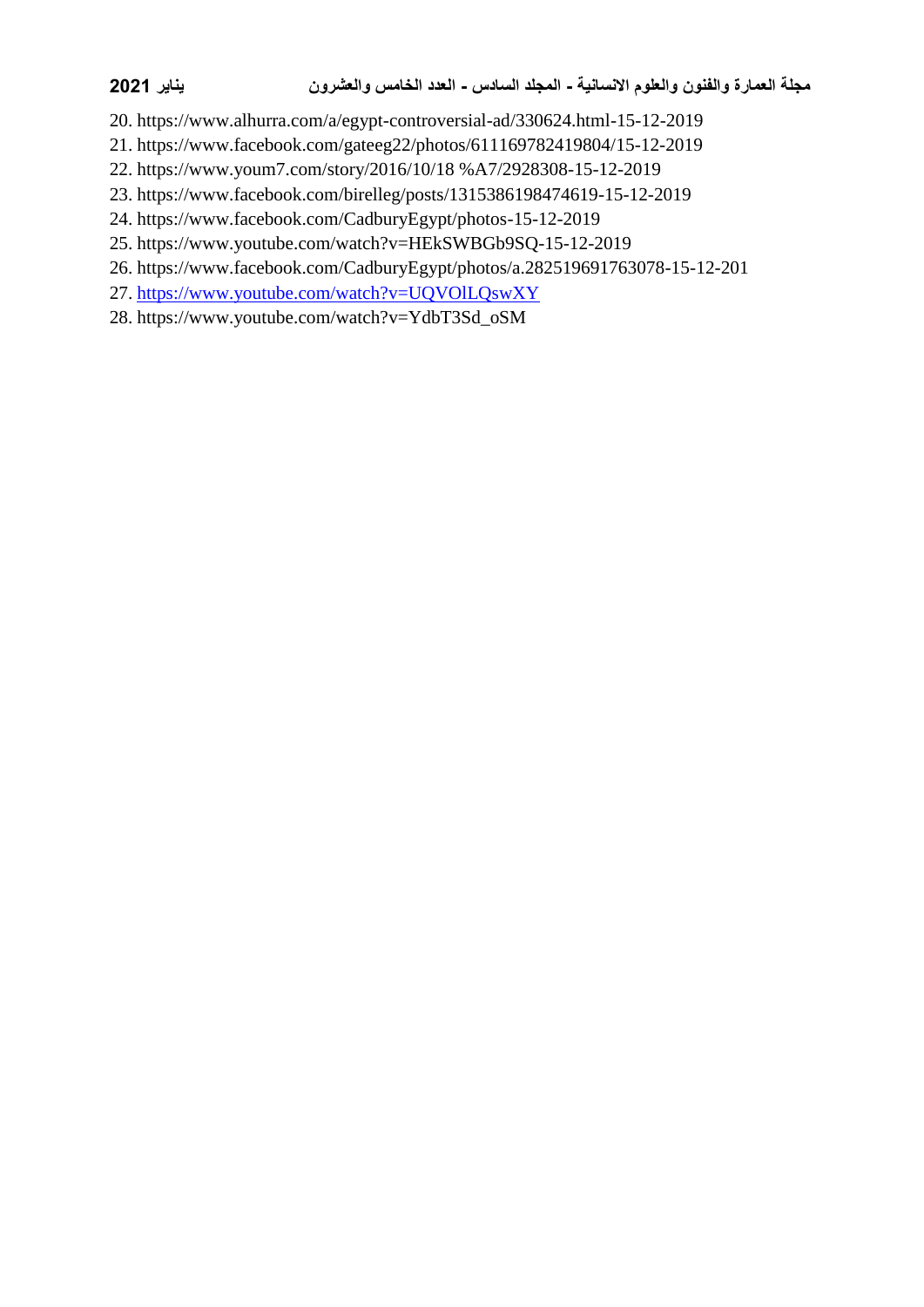20. https://www.alhurra.com/a/egypt-controversial-ad/330624.html-15-12-2019
21. https://www.facebook.com/gateeg22/photos/611169782419804/15-12-2019
22. https://www.youm7.com/story/2016/10/18 %A7/2928308-15-12-2019
23. https://www.facebook.com/birelleg/posts/1315386198474619-15-12-2019
24. https://www.facebook.com/CadburyEgypt/photos-15-12-2019
25. https://www.youtube.com/watch?v=HEkSWBGb9SQ-15-12-2019
26. https://www.facebook.com/CadburyEgypt/photos/a.282519691763078-15-12-201
27. https://www.youtube.com/watch?v=UQVOlLQswXY
28. https://www.youtube.com/watch?v=YdbT3Sd_oSM